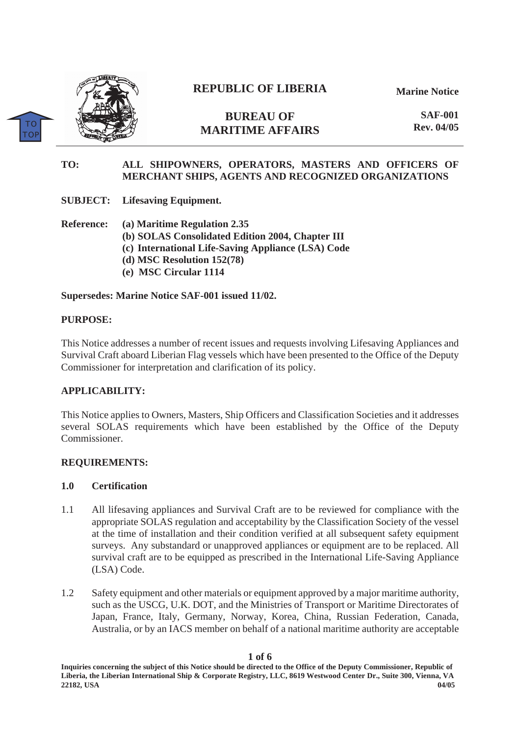# REPUBLIC OF LIBERIA

**Marine Notice**

## BUREAU OF MARITIME AFFAIRS

**SAF-001**
**Rev. 04/05**

**TO:** **ALL SHIPOWNERS, OPERATORS, MASTERS AND OFFICERS OF MERCHANT SHIPS, AGENTS AND RECOGNIZED ORGANIZATIONS**

**SUBJECT:** **Lifesaving Equipment.**

**Reference:**
**(a) Maritime Regulation 2.35**
**(b) SOLAS Consolidated Edition 2004, Chapter III**
**(c) International Life-Saving Appliance (LSA) Code**
**(d) MSC Resolution 152(78)**
**(e) MSC Circular 1114**

**Supersedes: Marine Notice SAF-001 issued 11/02.**

**PURPOSE:**

This Notice addresses a number of recent issues and requests involving Lifesaving Appliances and Survival Craft aboard Liberian Flag vessels which have been presented to the Office of the Deputy Commissioner for interpretation and clarification of its policy.

**APPLICABILITY:**

This Notice applies to Owners, Masters, Ship Officers and Classification Societies and it addresses several SOLAS requirements which have been established by the Office of the Deputy Commissioner.

**REQUIREMENTS:**

**1.0 Certification**

1.1 All lifesaving appliances and Survival Craft are to be reviewed for compliance with the appropriate SOLAS regulation and acceptability by the Classification Society of the vessel at the time of installation and their condition verified at all subsequent safety equipment surveys. Any substandard or unapproved appliances or equipment are to be replaced. All survival craft are to be equipped as prescribed in the International Life-Saving Appliance (LSA) Code.

1.2 Safety equipment and other materials or equipment approved by a major maritime authority, such as the USCG, U.K. DOT, and the Ministries of Transport or Maritime Directorates of Japan, France, Italy, Germany, Norway, Korea, China, Russian Federation, Canada, Australia, or by an IACS member on behalf of a national maritime authority are acceptable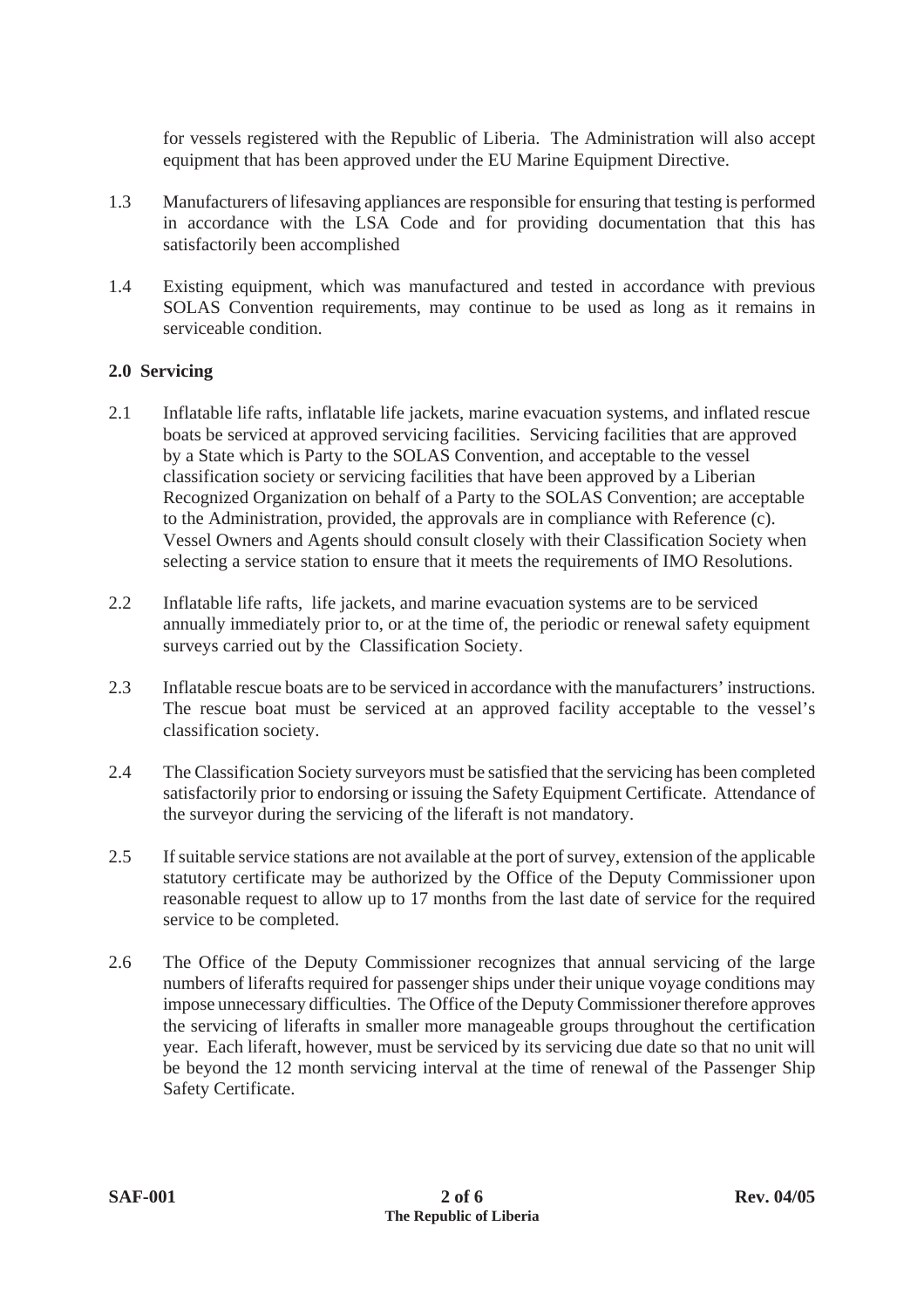for vessels registered with the Republic of Liberia. The Administration will also accept equipment that has been approved under the EU Marine Equipment Directive.

1.3 Manufacturers of lifesaving appliances are responsible for ensuring that testing is performed in accordance with the LSA Code and for providing documentation that this has satisfactorily been accomplished

1.4 Existing equipment, which was manufactured and tested in accordance with previous SOLAS Convention requirements, may continue to be used as long as it remains in serviceable condition.

**2.0 Servicing**

2.1 Inflatable life rafts, inflatable life jackets, marine evacuation systems, and inflated rescue boats be serviced at approved servicing facilities. Servicing facilities that are approved by a State which is Party to the SOLAS Convention, and acceptable to the vessel classification society or servicing facilities that have been approved by a Liberian Recognized Organization on behalf of a Party to the SOLAS Convention; are acceptable to the Administration, provided, the approvals are in compliance with Reference (c). Vessel Owners and Agents should consult closely with their Classification Society when selecting a service station to ensure that it meets the requirements of IMO Resolutions.

2.2 Inflatable life rafts, life jackets, and marine evacuation systems are to be serviced annually immediately prior to, or at the time of, the periodic or renewal safety equipment surveys carried out by the Classification Society.

2.3 Inflatable rescue boats are to be serviced in accordance with the manufacturers' instructions. The rescue boat must be serviced at an approved facility acceptable to the vessel's classification society.

2.4 The Classification Society surveyors must be satisfied that the servicing has been completed satisfactorily prior to endorsing or issuing the Safety Equipment Certificate. Attendance of the surveyor during the servicing of the liferaft is not mandatory.

2.5 If suitable service stations are not available at the port of survey, extension of the applicable statutory certificate may be authorized by the Office of the Deputy Commissioner upon reasonable request to allow up to 17 months from the last date of service for the required service to be completed.

2.6 The Office of the Deputy Commissioner recognizes that annual servicing of the large numbers of liferafts required for passenger ships under their unique voyage conditions may impose unnecessary difficulties. The Office of the Deputy Commissioner therefore approves the servicing of liferafts in smaller more manageable groups throughout the certification year. Each liferaft, however, must be serviced by its servicing due date so that no unit will be beyond the 12 month servicing interval at the time of renewal of the Passenger Ship Safety Certificate.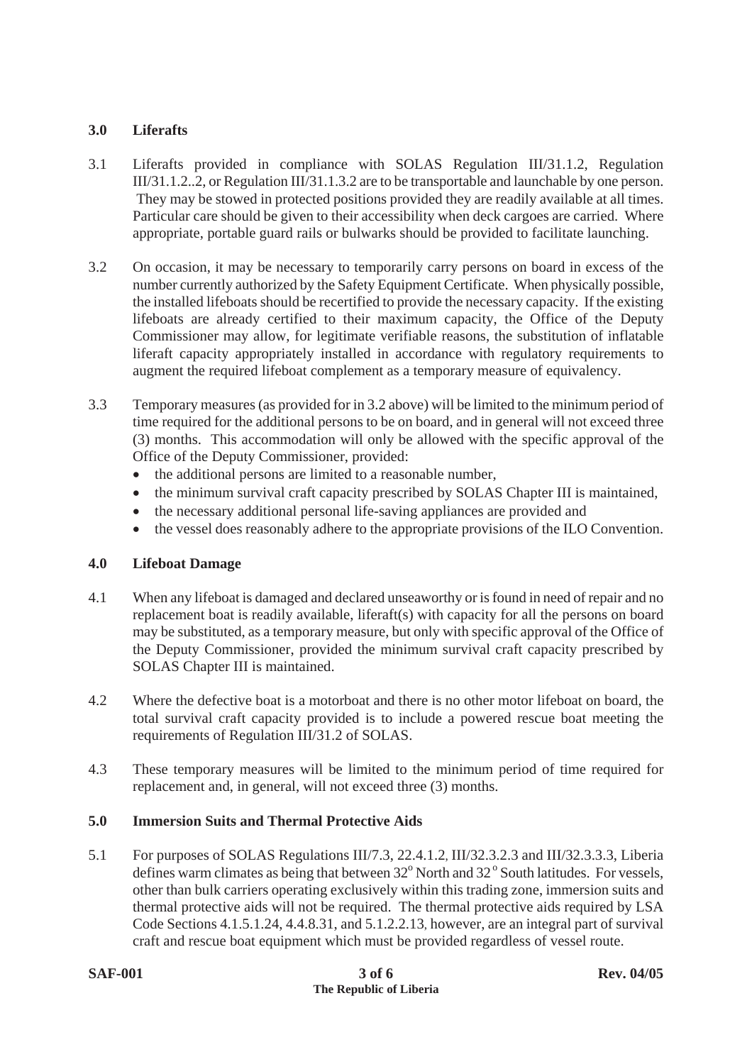## 3.0 Liferafts

3.1 Liferafts provided in compliance with SOLAS Regulation III/31.1.2, Regulation III/31.1.2..2, or Regulation III/31.1.3.2 are to be transportable and launchable by one person. They may be stowed in protected positions provided they are readily available at all times. Particular care should be given to their accessibility when deck cargoes are carried. Where appropriate, portable guard rails or bulwarks should be provided to facilitate launching.

3.2 On occasion, it may be necessary to temporarily carry persons on board in excess of the number currently authorized by the Safety Equipment Certificate. When physically possible, the installed lifeboats should be recertified to provide the necessary capacity. If the existing lifeboats are already certified to their maximum capacity, the Office of the Deputy Commissioner may allow, for legitimate verifiable reasons, the substitution of inflatable liferaft capacity appropriately installed in accordance with regulatory requirements to augment the required lifeboat complement as a temporary measure of equivalency.

3.3 Temporary measures (as provided for in 3.2 above) will be limited to the minimum period of time required for the additional persons to be on board, and in general will not exceed three (3) months. This accommodation will only be allowed with the specific approval of the Office of the Deputy Commissioner, provided:

- the additional persons are limited to a reasonable number,
- the minimum survival craft capacity prescribed by SOLAS Chapter III is maintained,
- the necessary additional personal life-saving appliances are provided and
- the vessel does reasonably adhere to the appropriate provisions of the ILO Convention.

## 4.0 Lifeboat Damage

4.1 When any lifeboat is damaged and declared unseaworthy or is found in need of repair and no replacement boat is readily available, liferaft(s) with capacity for all the persons on board may be substituted, as a temporary measure, but only with specific approval of the Office of the Deputy Commissioner, provided the minimum survival craft capacity prescribed by SOLAS Chapter III is maintained.

4.2 Where the defective boat is a motorboat and there is no other motor lifeboat on board, the total survival craft capacity provided is to include a powered rescue boat meeting the requirements of Regulation III/31.2 of SOLAS.

4.3 These temporary measures will be limited to the minimum period of time required for replacement and, in general, will not exceed three (3) months.

## 5.0 Immersion Suits and Thermal Protective Aids

5.1 For purposes of SOLAS Regulations III/7.3, 22.4.1.2, III/32.3.2.3 and III/32.3.3.3, Liberia defines warm climates as being that between 32° North and 32° South latitudes. For vessels, other than bulk carriers operating exclusively within this trading zone, immersion suits and thermal protective aids will not be required. The thermal protective aids required by LSA Code Sections 4.1.5.1.24, 4.4.8.31, and 5.1.2.2.13, however, are an integral part of survival craft and rescue boat equipment which must be provided regardless of vessel route.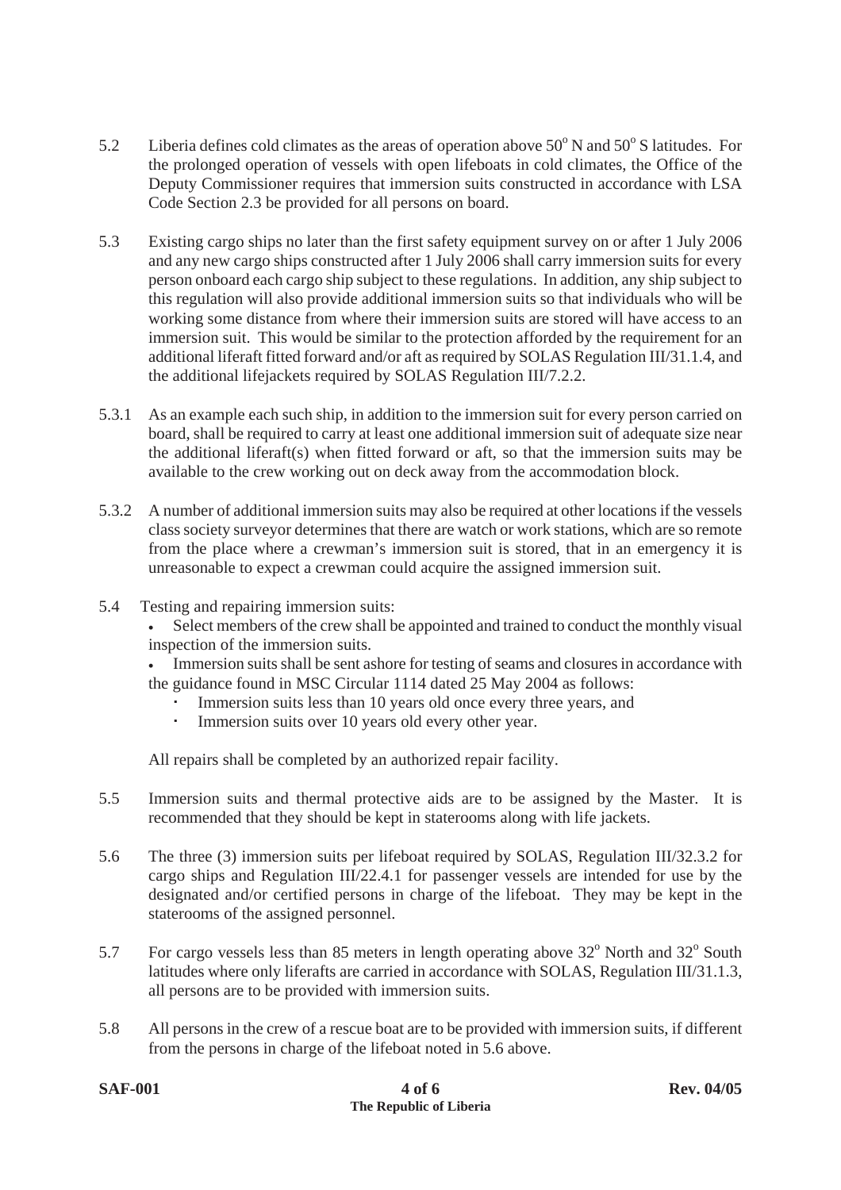5.2 Liberia defines cold climates as the areas of operation above $50^{o}$ N and $50^{o}$ S latitudes. For the prolonged operation of vessels with open lifeboats in cold climates, the Office of the Deputy Commissioner requires that immersion suits constructed in accordance with LSA Code Section 2.3 be provided for all persons on board.

5.3 Existing cargo ships no later than the first safety equipment survey on or after 1 July 2006 and any new cargo ships constructed after 1 July 2006 shall carry immersion suits for every person onboard each cargo ship subject to these regulations. In addition, any ship subject to this regulation will also provide additional immersion suits so that individuals who will be working some distance from where their immersion suits are stored will have access to an immersion suit. This would be similar to the protection afforded by the requirement for an additional liferaft fitted forward and/or aft as required by SOLAS Regulation III/31.1.4, and the additional lifejackets required by SOLAS Regulation III/7.2.2.

5.3.1 As an example each such ship, in addition to the immersion suit for every person carried on board, shall be required to carry at least one additional immersion suit of adequate size near the additional liferaft(s) when fitted forward or aft, so that the immersion suits may be available to the crew working out on deck away from the accommodation block.

5.3.2 A number of additional immersion suits may also be required at other locations if the vessels class society surveyor determines that there are watch or work stations, which are so remote from the place where a crewman's immersion suit is stored, that in an emergency it is unreasonable to expect a crewman could acquire the assigned immersion suit.

5.4 Testing and repairing immersion suits:

- Select members of the crew shall be appointed and trained to conduct the monthly visual inspection of the immersion suits.
- Immersion suits shall be sent ashore for testing of seams and closures in accordance with the guidance found in MSC Circular 1114 dated 25 May 2004 as follows:
  - Immersion suits less than 10 years old once every three years, and
  - Immersion suits over 10 years old every other year.

All repairs shall be completed by an authorized repair facility.

5.5 Immersion suits and thermal protective aids are to be assigned by the Master. It is recommended that they should be kept in staterooms along with life jackets.

5.6 The three (3) immersion suits per lifeboat required by SOLAS, Regulation III/32.3.2 for cargo ships and Regulation III/22.4.1 for passenger vessels are intended for use by the designated and/or certified persons in charge of the lifeboat. They may be kept in the staterooms of the assigned personnel.

5.7 For cargo vessels less than 85 meters in length operating above $32^{o}$ North and $32^{o}$ South latitudes where only liferafts are carried in accordance with SOLAS, Regulation III/31.1.3, all persons are to be provided with immersion suits.

5.8 All persons in the crew of a rescue boat are to be provided with immersion suits, if different from the persons in charge of the lifeboat noted in 5.6 above.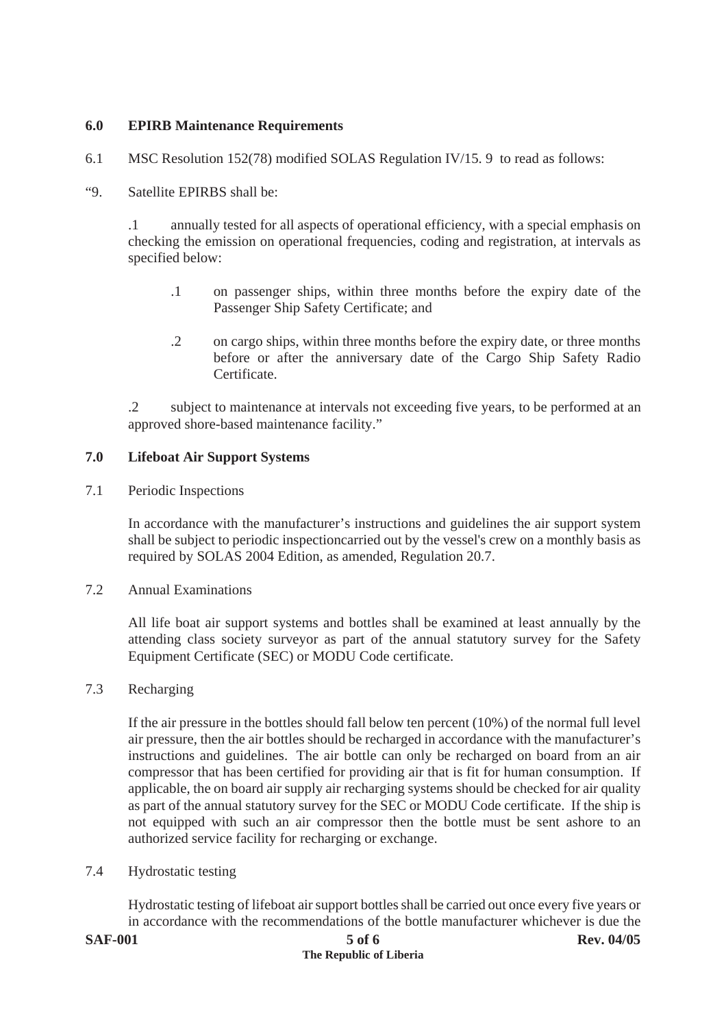## 6.0 EPIRB Maintenance Requirements

6.1 MSC Resolution 152(78) modified SOLAS Regulation IV/15. 9 to read as follows:

"9. Satellite EPIRBS shall be:

.1 annually tested for all aspects of operational efficiency, with a special emphasis on checking the emission on operational frequencies, coding and registration, at intervals as specified below:

.1 on passenger ships, within three months before the expiry date of the Passenger Ship Safety Certificate; and

.2 on cargo ships, within three months before the expiry date, or three months before or after the anniversary date of the Cargo Ship Safety Radio Certificate.

.2 subject to maintenance at intervals not exceeding five years, to be performed at an approved shore-based maintenance facility."

## 7.0 Lifeboat Air Support Systems

7.1 Periodic Inspections

In accordance with the manufacturer's instructions and guidelines the air support system shall be subject to periodic inspectioncarried out by the vessel's crew on a monthly basis as required by SOLAS 2004 Edition, as amended, Regulation 20.7.

7.2 Annual Examinations

All life boat air support systems and bottles shall be examined at least annually by the attending class society surveyor as part of the annual statutory survey for the Safety Equipment Certificate (SEC) or MODU Code certificate.

7.3 Recharging

If the air pressure in the bottles should fall below ten percent (10%) of the normal full level air pressure, then the air bottles should be recharged in accordance with the manufacturer's instructions and guidelines. The air bottle can only be recharged on board from an air compressor that has been certified for providing air that is fit for human consumption. If applicable, the on board air supply air recharging systems should be checked for air quality as part of the annual statutory survey for the SEC or MODU Code certificate. If the ship is not equipped with such an air compressor then the bottle must be sent ashore to an authorized service facility for recharging or exchange.

7.4 Hydrostatic testing

Hydrostatic testing of lifeboat air support bottles shall be carried out once every five years or in accordance with the recommendations of the bottle manufacturer whichever is due the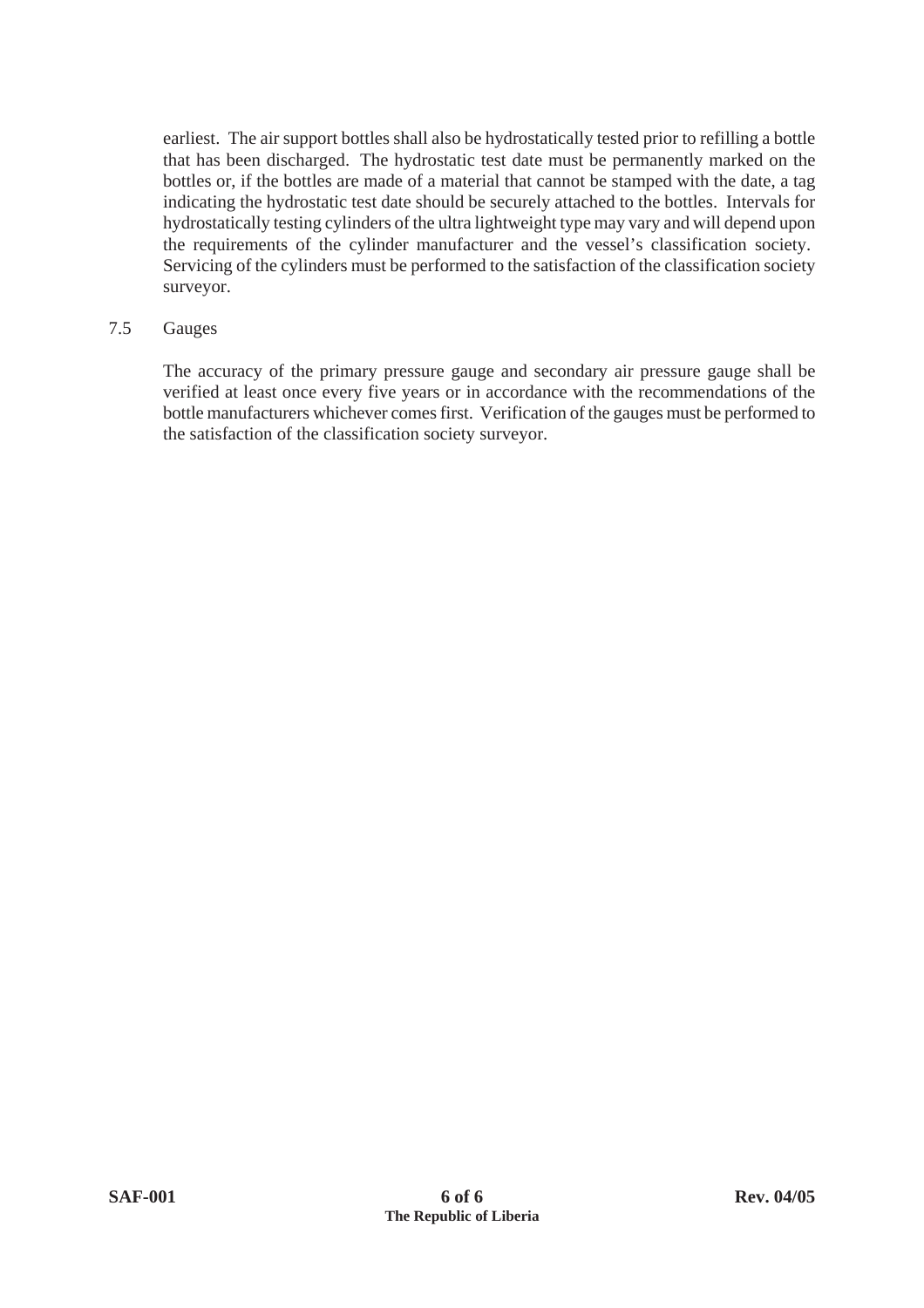earliest. The air support bottles shall also be hydrostatically tested prior to refilling a bottle that has been discharged. The hydrostatic test date must be permanently marked on the bottles or, if the bottles are made of a material that cannot be stamped with the date, a tag indicating the hydrostatic test date should be securely attached to the bottles. Intervals for hydrostatically testing cylinders of the ultra lightweight type may vary and will depend upon the requirements of the cylinder manufacturer and the vessel's classification society. Servicing of the cylinders must be performed to the satisfaction of the classification society surveyor.

7.5 Gauges

The accuracy of the primary pressure gauge and secondary air pressure gauge shall be verified at least once every five years or in accordance with the recommendations of the bottle manufacturers whichever comes first. Verification of the gauges must be performed to the satisfaction of the classification society surveyor.